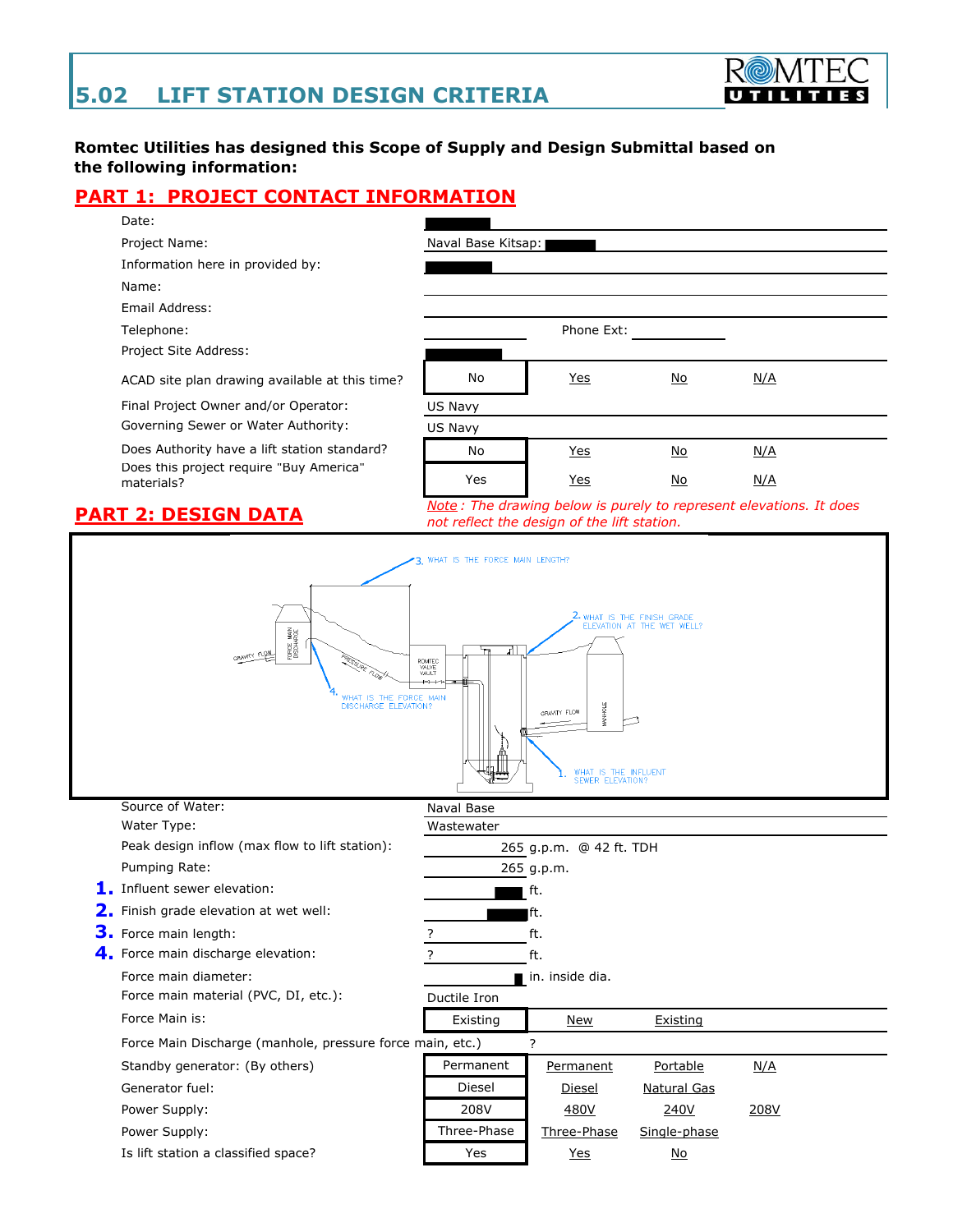# 5.02 LIFT STATION DESIGN CRITERIA

**Romtec Utilities has designed this Scope of Supply and Design Submittal based on the following information:**

## PART 1: PROJECT CONTACT INFORMATION

| Field | Value | | | |
|---|---|---|---|---|
| Date: | | | | |
| Project Name: | Naval Base Kitsap: | | | |
| Information here in provided by: | | | | |
| Name: | | | | |
| Email Address: | | | | |
| Telephone: | | Phone Ext: | | |
| Project Site Address: | | | | |
| ACAD site plan drawing available at this time? | No | Yes | No | N/A |
| Final Project Owner and/or Operator: | US Navy | | | |
| Governing Sewer or Water Authority: | US Navy | | | |
| Does Authority have a lift station standard? | No | Yes | No | N/A |
| Does this project require "Buy America" materials? | Yes | Yes | No | N/A |

## PART 2: DESIGN DATA

*Note: The drawing below is purely to represent elevations. It does not reflect the design of the lift station.*

1. WHAT IS THE INFLUENT SEWER ELEVATION?
2. WHAT IS THE FINISH GRADE ELEVATION AT THE WET WELL?
3. WHAT IS THE FORCE MAIN LENGTH?
4. WHAT IS THE FORCE MAIN DISCHARGE ELEVATION?

| Field | Value | | | |
|---|---|---|---|---|
| Source of Water: | Naval Base | | | |
| Water Type: | Wastewater | | | |
| Peak design inflow (max flow to lift station): | 265 g.p.m. @ 42 ft. TDH | | | |
| Pumping Rate: | 265 g.p.m. | | | |
| **1.** Influent sewer elevation: | ft. | | | |
| **2.** Finish grade elevation at wet well: | ft. | | | |
| **3.** Force main length: | ? ft. | | | |
| **4.** Force main discharge elevation: | ? ft. | | | |
| Force main diameter: | in. inside dia. | | | |
| Force main material (PVC, DI, etc.): | Ductile Iron | | | |
| Force Main is: | Existing | New | Existing | |
| Force Main Discharge (manhole, pressure force main, etc.) | ? | | | |
| Standby generator: (By others) | Permanent | Permanent | Portable | N/A |
| Generator fuel: | Diesel | Diesel | Natural Gas | |
| Power Supply: | 208V | 480V | 240V | 208V |
| Power Supply: | Three-Phase | Three-Phase | Single-phase | |
| Is lift station a classified space? | Yes | Yes | No | |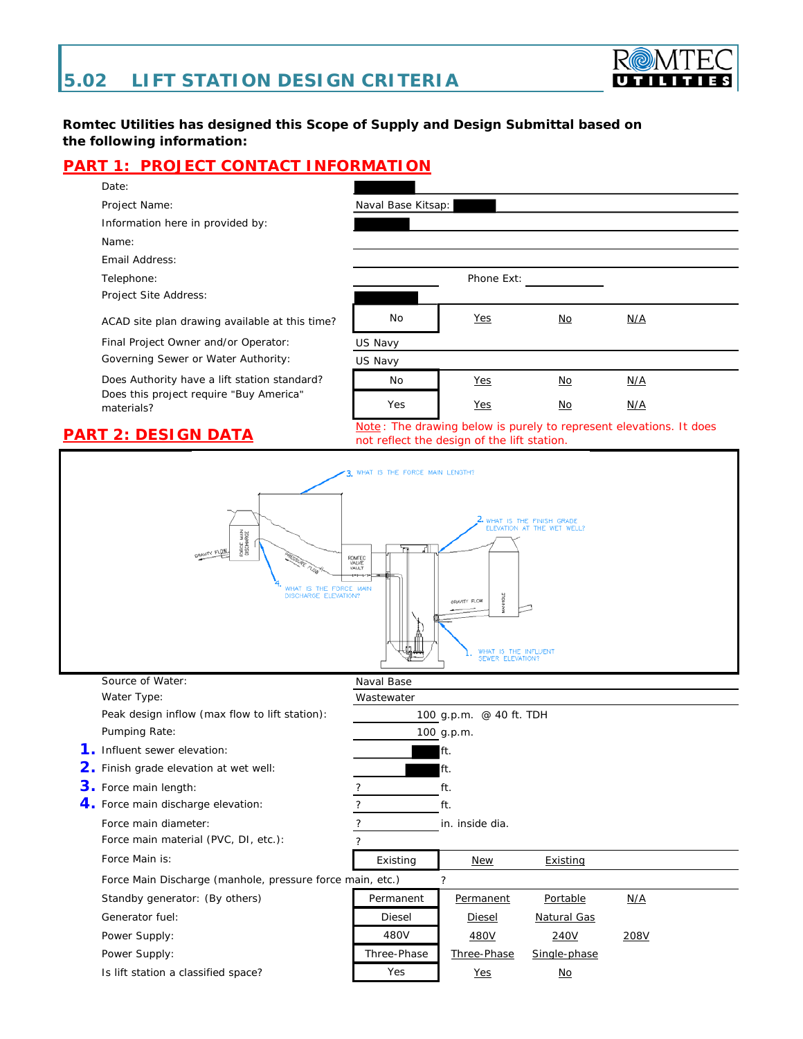## 5.02 LIFT STATION DESIGN CRITERIA

**Romtec Utilities has designed this Scope of Supply and Design Submittal based on the following information:**

## PART 1: PROJECT CONTACT INFORMATION

| | | | | |
|---|---|---|---|---|
| Date: | | | | |
| Project Name: | Naval Base Kitsap: | | | |
| Information here in provided by: | | | | |
| Name: | | | | |
| Email Address: | | | | |
| Telephone: | | Phone Ext: | | |
| Project Site Address: | | | | |
| ACAD site plan drawing available at this time? | No | Yes | No | N/A |
| Final Project Owner and/or Operator: | US Navy | | | |
| Governing Sewer or Water Authority: | US Navy | | | |
| Does Authority have a lift station standard? | No | Yes | No | N/A |
| Does this project require "Buy America" materials? | Yes | Yes | No | N/A |

## PART 2: DESIGN DATA

Note: The drawing below is purely to represent elevations. It does not reflect the design of the lift station.

3. WHAT IS THE FORCE MAIN LENGTH?
2. WHAT IS THE FINISH GRADE ELEVATION AT THE WET WELL?
4. WHAT IS THE FORCE MAIN DISCHARGE ELEVATION?
1. WHAT IS THE INFLUENT SEWER ELEVATION?

GRAVITY FLOW · FORCE MAIN DISCHARGE · PRESSURE FLOW · ROMTEC VALVE VAULT · GRAVITY FLOW · MANHOLE

| | | | | |
|---|---|---|---|---|
| Source of Water: | Naval Base | | | |
| Water Type: | Wastewater | | | |
| Peak design inflow (max flow to lift station): | 100 | g.p.m. @ 40 ft. TDH | | |
| Pumping Rate: | 100 | g.p.m. | | |
| **1.** Influent sewer elevation: | | ft. | | |
| **2.** Finish grade elevation at wet well: | | ft. | | |
| **3.** Force main length: | ? | ft. | | |
| **4.** Force main discharge elevation: | ? | ft. | | |
| Force main diameter: | ? | in. inside dia. | | |
| Force main material (PVC, DI, etc.): | ? | | | |
| Force Main is: | Existing | New | Existing | |
| Force Main Discharge (manhole, pressure force main, etc.) | | ? | | |
| Standby generator: (By others) | Permanent | Permanent | Portable | N/A |
| Generator fuel: | Diesel | Diesel | Natural Gas | |
| Power Supply: | 480V | 480V | 240V | 208V |
| Power Supply: | Three-Phase | Three-Phase | Single-phase | |
| Is lift station a classified space? | Yes | Yes | No | |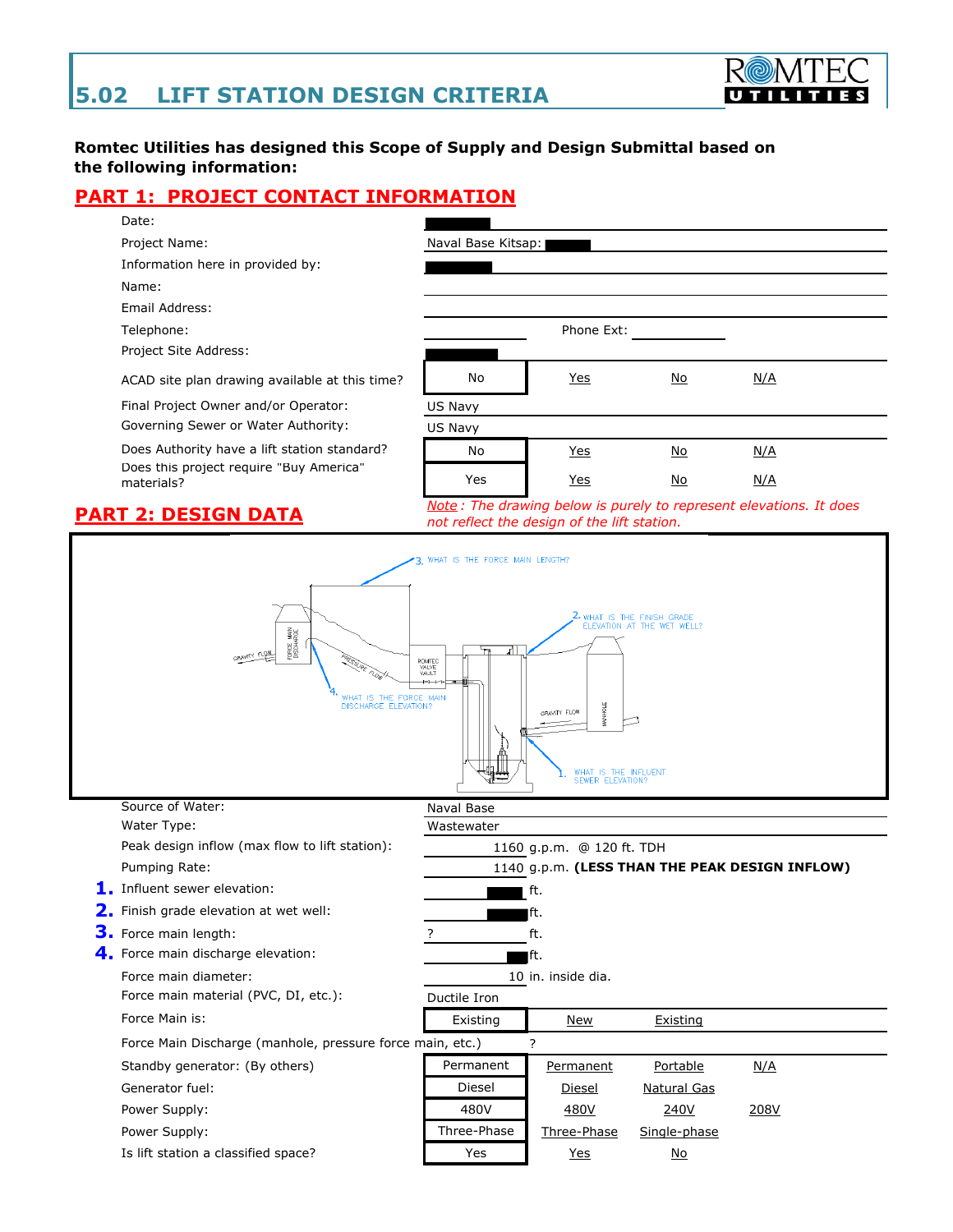# 5.02 LIFT STATION DESIGN CRITERIA

**Romtec Utilities has designed this Scope of Supply and Design Submittal based on the following information:**

## PART 1: PROJECT CONTACT INFORMATION

| Field | Value | | | |
|---|---|---|---|---|
| Date: | | | | |
| Project Name: | Naval Base Kitsap: | | | |
| Information here in provided by: | | | | |
| Name: | | | | |
| Email Address: | | | | |
| Telephone: | | Phone Ext: | | |
| Project Site Address: | | | | |
| ACAD site plan drawing available at this time? | No | Yes | No | N/A |
| Final Project Owner and/or Operator: | US Navy | | | |
| Governing Sewer or Water Authority: | US Navy | | | |
| Does Authority have a lift station standard? | No | Yes | No | N/A |
| Does this project require "Buy America" materials? | Yes | Yes | No | N/A |

## PART 2: DESIGN DATA

*Note: The drawing below is purely to represent elevations. It does not reflect the design of the lift station.*

3. WHAT IS THE FORCE MAIN LENGTH?

2. WHAT IS THE FINISH GRADE ELEVATION AT THE WET WELL?

4. WHAT IS THE FORCE MAIN DISCHARGE ELEVATION?

1. WHAT IS THE INFLUENT SEWER ELEVATION?

GRAVITY FLOW | FORCE MAIN DISCHARGE | PRESSURE FLOW | ROMTEC VALVE VAULT | GRAVITY FLOW | MANHOLE

| Field | Value | | | |
|---|---|---|---|---|
| Source of Water: | Naval Base | | | |
| Water Type: | Wastewater | | | |
| Peak design inflow (max flow to lift station): | 1160 g.p.m. @ 120 ft. TDH | | | |
| Pumping Rate: | 1140 g.p.m. **(LESS THAN THE PEAK DESIGN INFLOW)** | | | |
| **1.** Influent sewer elevation: | ft. | | | |
| **2.** Finish grade elevation at wet well: | ft. | | | |
| **3.** Force main length: | ? ft. | | | |
| **4.** Force main discharge elevation: | ft. | | | |
| Force main diameter: | 10 in. inside dia. | | | |
| Force main material (PVC, DI, etc.): | Ductile Iron | | | |
| Force Main is: | Existing | New | Existing | |
| Force Main Discharge (manhole, pressure force main, etc.) | ? | | | |
| Standby generator: (By others) | Permanent | Permanent | Portable | N/A |
| Generator fuel: | Diesel | Diesel | Natural Gas | |
| Power Supply: | 480V | 480V | 240V | 208V |
| Power Supply: | Three-Phase | Three-Phase | Single-phase | |
| Is lift station a classified space? | Yes | Yes | No | |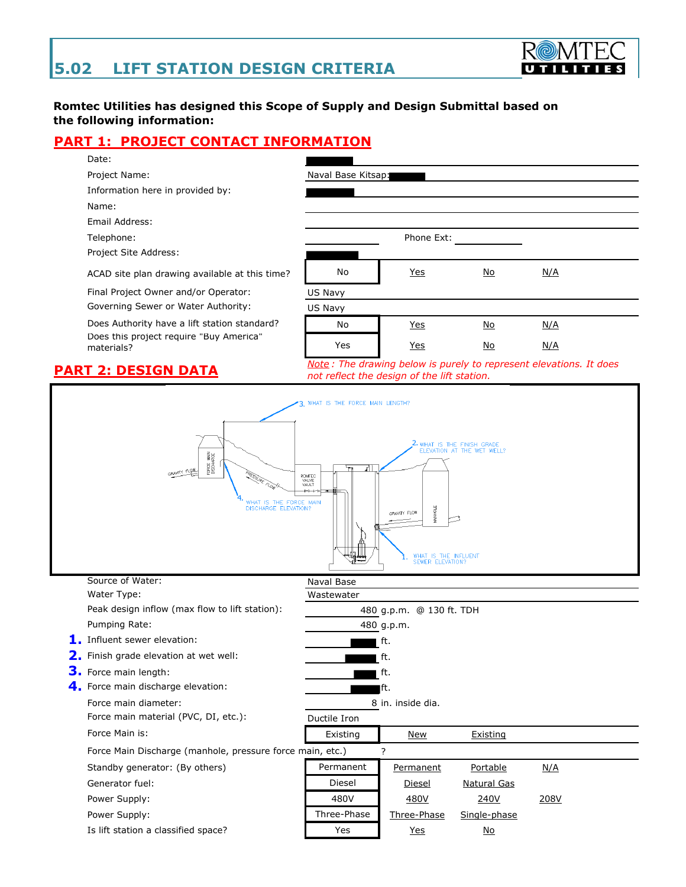# 5.02 LIFT STATION DESIGN CRITERIA

**Romtec Utilities has designed this Scope of Supply and Design Submittal based on the following information:**

## PART 1: PROJECT CONTACT INFORMATION

| Field | Value | | | |
|---|---|---|---|---|
| Date: | | | | |
| Project Name: | Naval Base Kitsap: | | | |
| Information here in provided by: | | | | |
| Name: | | | | |
| Email Address: | | | | |
| Telephone: | | Phone Ext: | | |
| Project Site Address: | | | | |
| ACAD site plan drawing available at this time? | No | Yes | No | N/A |
| Final Project Owner and/or Operator: | US Navy | | | |
| Governing Sewer or Water Authority: | US Navy | | | |
| Does Authority have a lift station standard? | No | Yes | No | N/A |
| Does this project require "Buy America" materials? | Yes | Yes | No | N/A |

## PART 2: DESIGN DATA

*Note : The drawing below is purely to represent elevations. It does not reflect the design of the lift station.*

3. WHAT IS THE FORCE MAIN LENGTH?
2. WHAT IS THE FINISH GRADE ELEVATION AT THE WET WELL?
4. WHAT IS THE FORCE MAIN DISCHARGE ELEVATION?
1. WHAT IS THE INFLUENT SEWER ELEVATION?

| Field | Value | | | |
|---|---|---|---|---|
| Source of Water: | Naval Base | | | |
| Water Type: | Wastewater | | | |
| Peak design inflow (max flow to lift station): | 480 g.p.m. @ 130 ft. TDH | | | |
| Pumping Rate: | 480 g.p.m. | | | |
| **1.** Influent sewer elevation: | ft. | | | |
| **2.** Finish grade elevation at wet well: | ft. | | | |
| **3.** Force main length: | ft. | | | |
| **4.** Force main discharge elevation: | ft. | | | |
| Force main diameter: | 8 in. inside dia. | | | |
| Force main material (PVC, DI, etc.): | Ductile Iron | | | |
| Force Main is: | Existing | New | Existing | |
| Force Main Discharge (manhole, pressure force main, etc.) | ? | | | |
| Standby generator: (By others) | Permanent | Permanent | Portable | N/A |
| Generator fuel: | Diesel | Diesel | Natural Gas | |
| Power Supply: | 480V | 480V | 240V | 208V |
| Power Supply: | Three-Phase | Three-Phase | Single-phase | |
| Is lift station a classified space? | Yes | Yes | No | |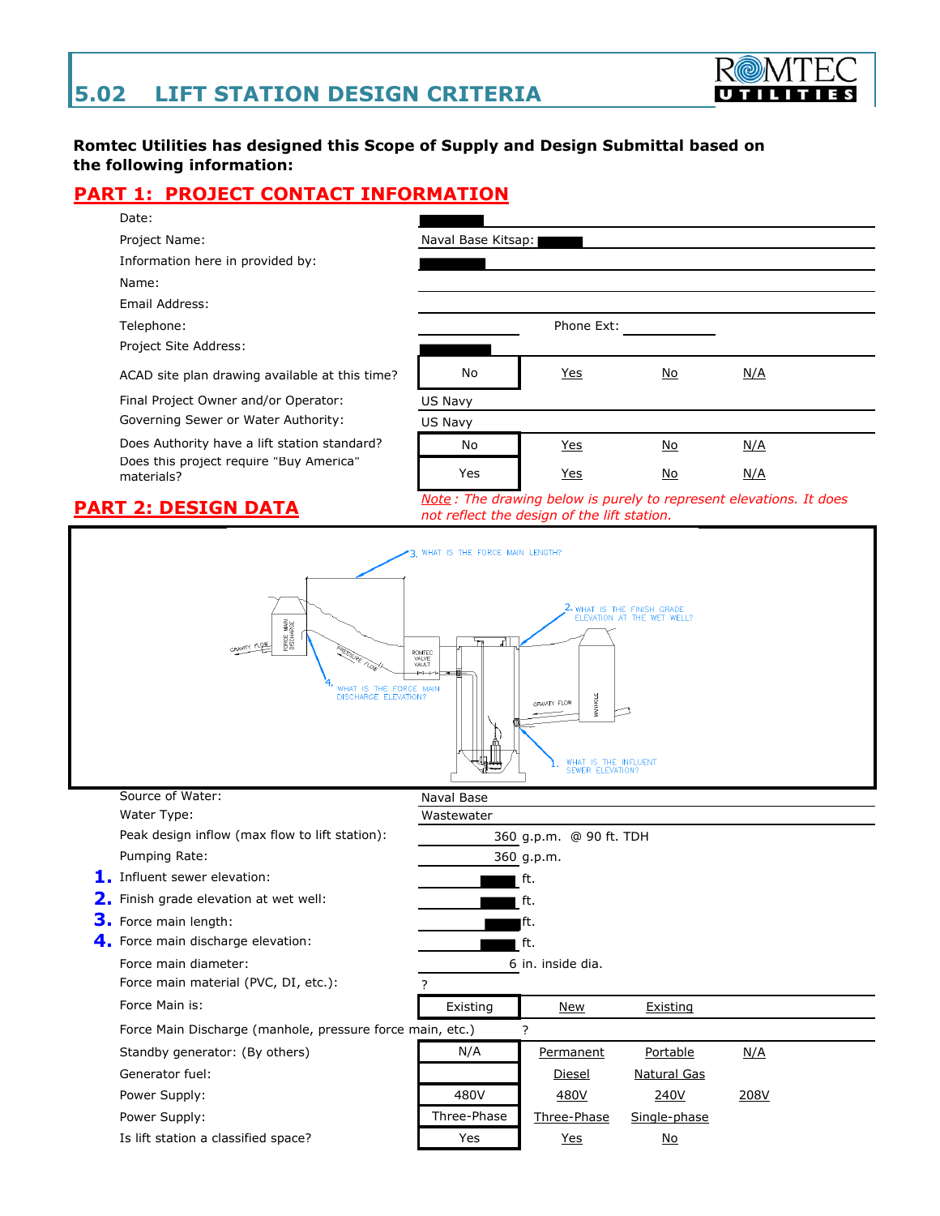# 5.02 LIFT STATION DESIGN CRITERIA

ROMTEC UTILITIES

**Romtec Utilities has designed this Scope of Supply and Design Submittal based on the following information:**

## PART 1: PROJECT CONTACT INFORMATION

| | | | | |
|---|---|---|---|---|
| Date: | ████ | | | |
| Project Name: | Naval Base Kitsap: ████ | | | |
| Information here in provided by: | ████ | | | |
| Name: | | | | |
| Email Address: | | | | |
| Telephone: | | Phone Ext: | | |
| Project Site Address: | ████ | | | |
| ACAD site plan drawing available at this time? | No | Yes | No | N/A |
| Final Project Owner and/or Operator: | US Navy | | | |
| Governing Sewer or Water Authority: | US Navy | | | |
| Does Authority have a lift station standard? | No | Yes | No | N/A |
| Does this project require "Buy America" materials? | Yes | Yes | No | N/A |

## PART 2: DESIGN DATA

*Note : The drawing below is purely to represent elevations. It does not reflect the design of the lift station.*

3. WHAT IS THE FORCE MAIN LENGTH?

2. WHAT IS THE FINISH GRADE ELEVATION AT THE WET WELL?

4. WHAT IS THE FORCE MAIN DISCHARGE ELEVATION?

1. WHAT IS THE INFLUENT SEWER ELEVATION?

GRAVITY FLOW

FORCE MAIN DISCHARGE

PRESSURE FLOW

ROMTEC VALVE VAULT

GRAVITY FLOW

MANHOLE

| | | | | |
|---|---|---|---|---|
| Source of Water: | Naval Base | | | |
| Water Type: | Wastewater | | | |
| Peak design inflow (max flow to lift station): | 360 g.p.m. @ 90 ft. TDH | | | |
| Pumping Rate: | 360 g.p.m. | | | |
| **1.** Influent sewer elevation: | ████ ft. | | | |
| **2.** Finish grade elevation at wet well: | ████ ft. | | | |
| **3.** Force main length: | ████ ft. | | | |
| **4.** Force main discharge elevation: | ████ ft. | | | |
| Force main diameter: | 6 in. inside dia. | | | |
| Force main material (PVC, DI, etc.): | ? | | | |
| Force Main is: | Existing | New | Existing | |
| Force Main Discharge (manhole, pressure force main, etc.) | ? | | | |
| Standby generator: (By others) | N/A | Permanent | Portable | N/A |
| Generator fuel: | | Diesel | Natural Gas | |
| Power Supply: | 480V | 480V | 240V | 208V |
| Power Supply: | Three-Phase | Three-Phase | Single-phase | |
| Is lift station a classified space? | Yes | Yes | No | |